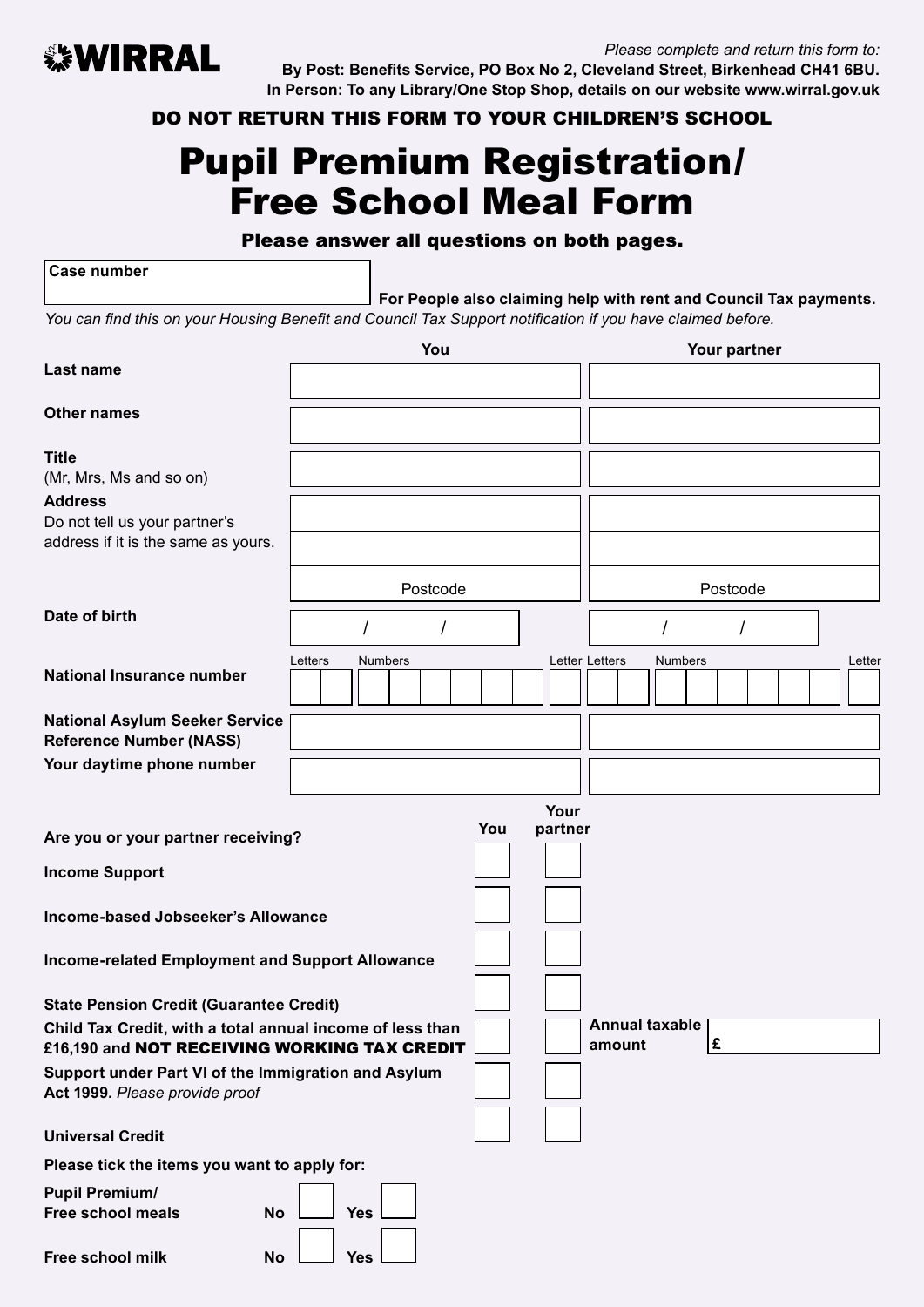**WIRRAL**

*Please complete and return this form to:*

**By Post: Benefits Service, PO Box No 2, Cleveland Street, Birkenhead CH41 6BU.**
**In Person: To any Library/One Stop Shop, details on our website www.wirral.gov.uk**

**DO NOT RETURN THIS FORM TO YOUR CHILDREN'S SCHOOL**

# Pupil Premium Registration/ Free School Meal Form

**Please answer all questions on both pages.**

| Case number | |
|---|---|

**For People also claiming help with rent and Council Tax payments.**

*You can find this on your Housing Benefit and Council Tax Support notification if you have claimed before.*

| | You | Your partner |
|---|---|---|
| **Last name** | | |
| **Other names** | | |
| **Title** (Mr, Mrs, Ms and so on) | | |
| **Address** Do not tell us your partner's address if it is the same as yours. | | |
| | | |
| | Postcode | Postcode |
| **Date of birth** | / / | / / |
| **National Insurance number** | Letters / Numbers / Letter | Letters / Numbers / Letter |
| **National Asylum Seeker Service Reference Number (NASS)** | | |
| **Your daytime phone number** | | |

| **Are you or your partner receiving?** | You | Your partner | |
|---|---|---|---|
| **Income Support** | ☐ | ☐ | |
| **Income-based Jobseeker's Allowance** | ☐ | ☐ | |
| **Income-related Employment and Support Allowance** | ☐ | ☐ | |
| **State Pension Credit (Guarantee Credit)** | ☐ | ☐ | |
| **Child Tax Credit, with a total annual income of less than £16,190 and NOT RECEIVING WORKING TAX CREDIT** | ☐ | ☐ | **Annual taxable amount** £ |
| **Support under Part VI of the Immigration and Asylum Act 1999.** *Please provide proof* | ☐ | ☐ | |
| **Universal Credit** | ☐ | ☐ | |

**Please tick the items you want to apply for:**

| | | |
|---|---|---|
| **Pupil Premium/ Free school meals** | **No** ☐ | **Yes** ☐ |
| **Free school milk** | **No** ☐ | **Yes** ☐ |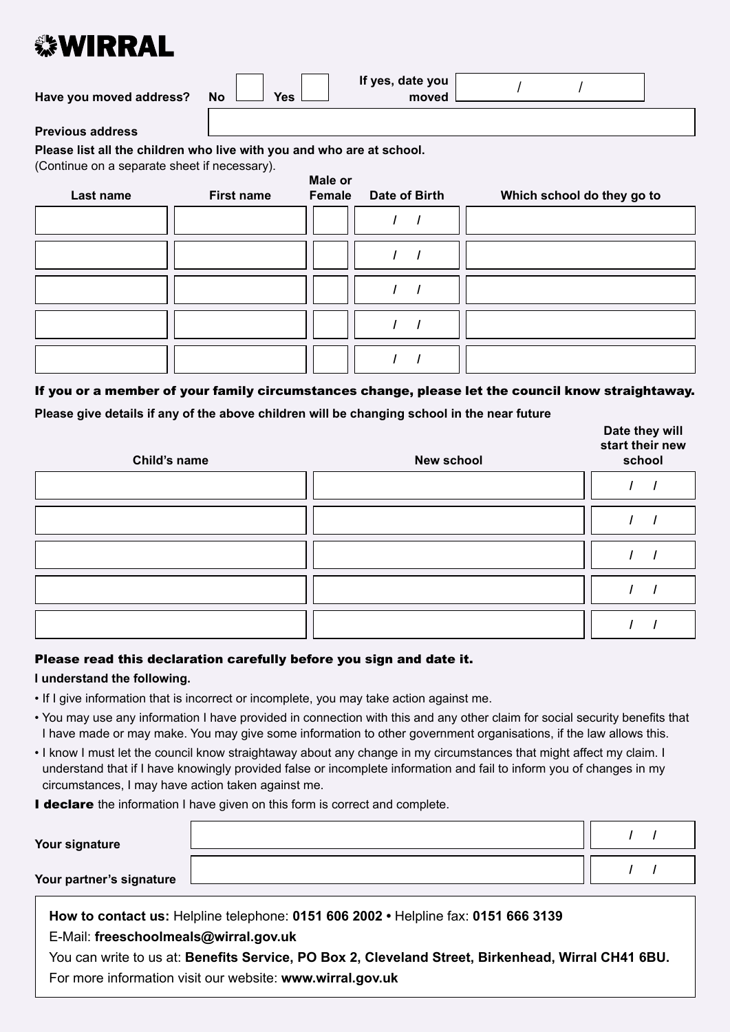**WIRRAL**

| Have you moved address? | No ☐ | Yes ☐ | If yes, date you moved | / / |
|---|---|---|---|---|

**Previous address** 

**Please list all the children who live with you and who are at school.**
(Continue on a separate sheet if necessary).

| Last name | First name | Male or Female | Date of Birth | Which school do they go to |
|---|---|---|---|---|
| | | | / / | |
| | | | / / | |
| | | | / / | |
| | | | / / | |
| | | | / / | |

**If you or a member of your family circumstances change, please let the council know straightaway.**

**Please give details if any of the above children will be changing school in the near future**

| Child's name | New school | Date they will start their new school |
|---|---|---|
| | | / / |
| | | / / |
| | | / / |
| | | / / |
| | | / / |

**Please read this declaration carefully before you sign and date it.**

**I understand the following.**

- If I give information that is incorrect or incomplete, you may take action against me.
- You may use any information I have provided in connection with this and any other claim for social security benefits that I have made or may make. You may give some information to other government organisations, if the law allows this.
- I know I must let the council know straightaway about any change in my circumstances that might affect my claim. I understand that if I have knowingly provided false or incomplete information and fail to inform you of changes in my circumstances, I may have action taken against me.

**I declare** the information I have given on this form is correct and complete.

| | | |
|---|---|---|
| Your signature | | / / |
| Your partner's signature | | / / |

**How to contact us:** Helpline telephone: **0151 606 2002 •** Helpline fax: **0151 666 3139**

E-Mail: **freeschoolmeals@wirral.gov.uk**

You can write to us at: **Benefits Service, PO Box 2, Cleveland Street, Birkenhead, Wirral CH41 6BU.**

For more information visit our website: **www.wirral.gov.uk**